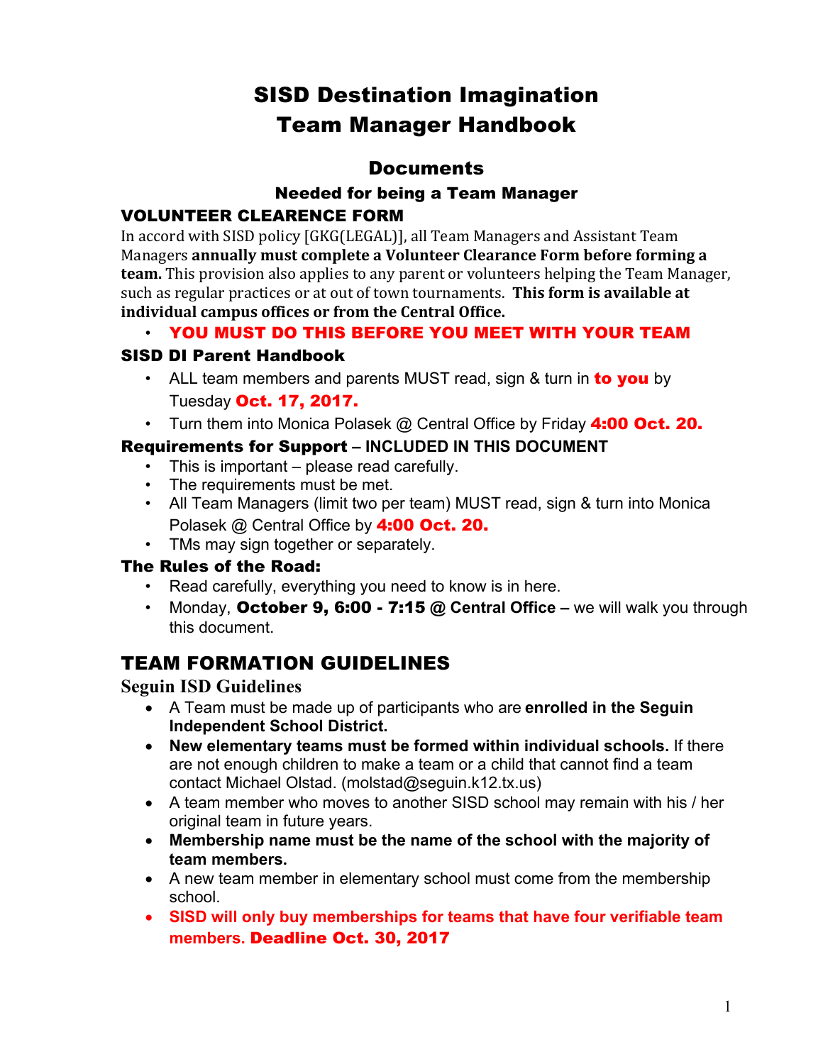# SISD Destination Imagination
# Team Manager Handbook

## Documents

### Needed for being a Team Manager

### VOLUNTEER CLEARENCE FORM

In accord with SISD policy [GKG(LEGAL)], all Team Managers and Assistant Team Managers **annually must complete a Volunteer Clearance Form before forming a team.** This provision also applies to any parent or volunteers helping the Team Manager, such as regular practices or at out of town tournaments. **This form is available at individual campus offices or from the Central Office.**

- **YOU MUST DO THIS BEFORE YOU MEET WITH YOUR TEAM**

### SISD DI Parent Handbook

- ALL team members and parents MUST read, sign & turn in **to you** by Tuesday **Oct. 17, 2017.**
- Turn them into Monica Polasek @ Central Office by Friday **4:00 Oct. 20.**

### Requirements for Support – INCLUDED IN THIS DOCUMENT

- This is important – please read carefully.
- The requirements must be met.
- All Team Managers (limit two per team) MUST read, sign & turn into Monica Polasek @ Central Office by **4:00 Oct. 20.**
- TMs may sign together or separately.

### The Rules of the Road:

- Read carefully, everything you need to know is in here.
- Monday, **October 9, 6:00 - 7:15 @ Central Office –** we will walk you through this document.

## TEAM FORMATION GUIDELINES

### Seguin ISD Guidelines

- A Team must be made up of participants who are **enrolled in the Seguin Independent School District.**
- **New elementary teams must be formed within individual schools.** If there are not enough children to make a team or a child that cannot find a team contact Michael Olstad. (molstad@seguin.k12.tx.us)
- A team member who moves to another SISD school may remain with his / her original team in future years.
- **Membership name must be the name of the school with the majority of team members.**
- A new team member in elementary school must come from the membership school.
- **SISD will only buy memberships for teams that have four verifiable team members. Deadline Oct. 30, 2017**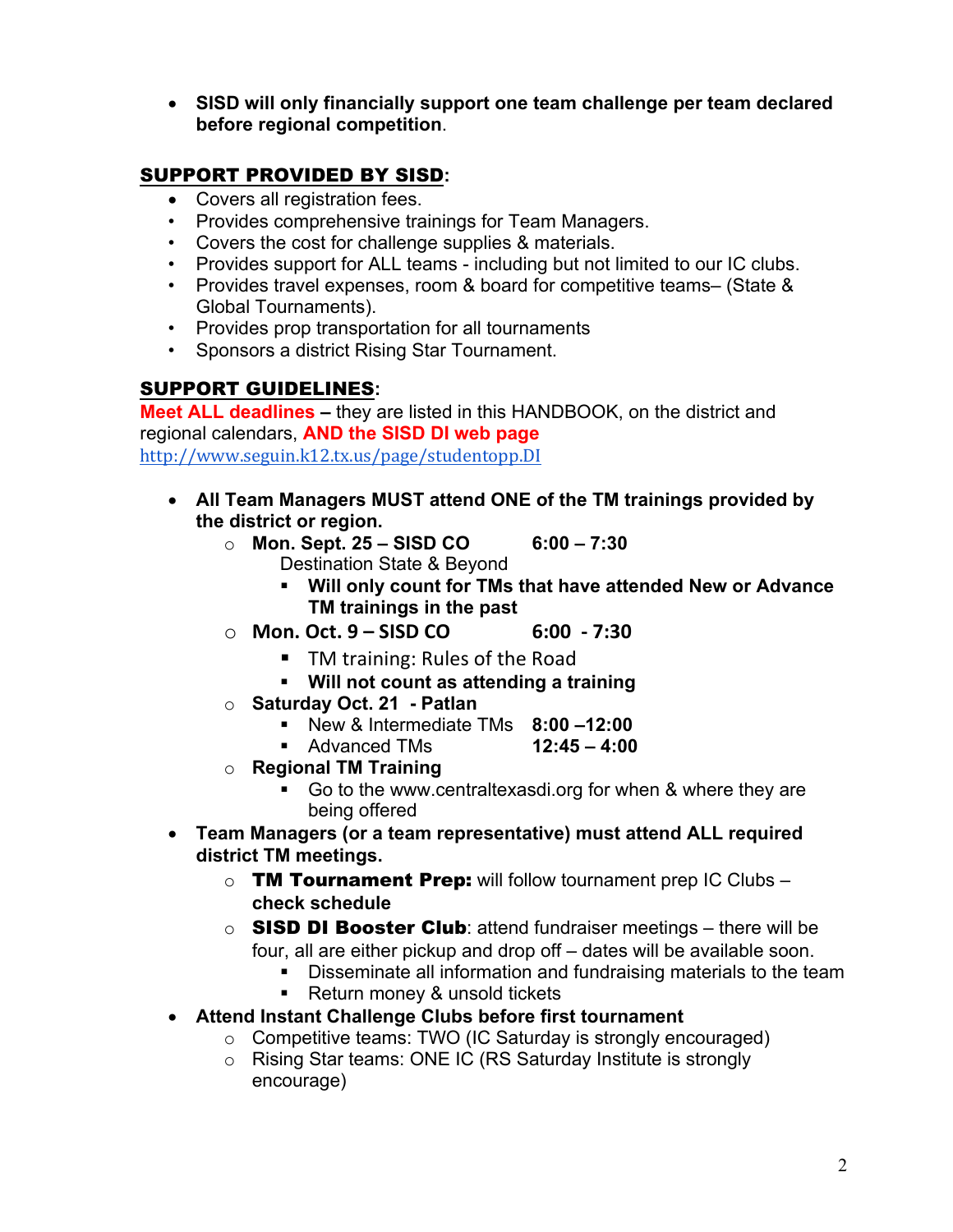- **SISD will only financially support one team challenge per team declared before regional competition**.

## SUPPORT PROVIDED BY SISD:

- Covers all registration fees.
- Provides comprehensive trainings for Team Managers.
- Covers the cost for challenge supplies & materials.
- Provides support for ALL teams - including but not limited to our IC clubs.
- Provides travel expenses, room & board for competitive teams– (State & Global Tournaments).
- Provides prop transportation for all tournaments
- Sponsors a district Rising Star Tournament.

## SUPPORT GUIDELINES:

**Meet ALL deadlines –** they are listed in this HANDBOOK, on the district and regional calendars, **AND the SISD DI web page**
http://www.seguin.k12.tx.us/page/studentopp.DI

- **All Team Managers MUST attend ONE of the TM trainings provided by the district or region.**
  - **Mon. Sept. 25 – SISD CO 6:00 – 7:30**
    Destination State & Beyond
    - **Will only count for TMs that have attended New or Advance TM trainings in the past**
  - **Mon. Oct. 9 – SISD CO 6:00 - 7:30**
    - TM training: Rules of the Road
    - **Will not count as attending a training**
  - **Saturday Oct. 21 - Patlan**
    - New & Intermediate TMs **8:00 –12:00**
    - Advanced TMs **12:45 – 4:00**
  - **Regional TM Training**
    - Go to the www.centraltexasdi.org for when & where they are being offered
- **Team Managers (or a team representative) must attend ALL required district TM meetings.**
  - **TM Tournament Prep:** will follow tournament prep IC Clubs – **check schedule**
  - **SISD DI Booster Club**: attend fundraiser meetings – there will be four, all are either pickup and drop off – dates will be available soon.
    - Disseminate all information and fundraising materials to the team
    - Return money & unsold tickets
- **Attend Instant Challenge Clubs before first tournament**
  - Competitive teams: TWO (IC Saturday is strongly encouraged)
  - Rising Star teams: ONE IC (RS Saturday Institute is strongly encourage)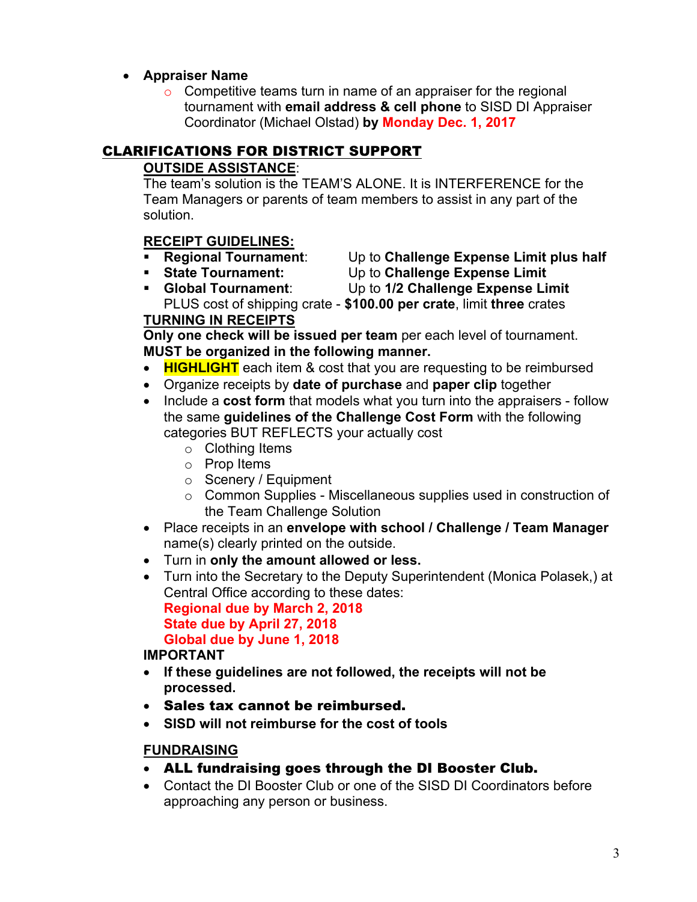- **Appraiser Name**
  - Competitive teams turn in name of an appraiser for the regional tournament with **email address & cell phone** to SISD DI Appraiser Coordinator (Michael Olstad) **by Monday Dec. 1, 2017**

## CLARIFICATIONS FOR DISTRICT SUPPORT

**OUTSIDE ASSISTANCE**:

The team's solution is the TEAM'S ALONE. It is INTERFERENCE for the Team Managers or parents of team members to assist in any part of the solution.

**RECEIPT GUIDELINES:**

- **Regional Tournament**: Up to **Challenge Expense Limit plus half**
- **State Tournament:** Up to **Challenge Expense Limit**
- **Global Tournament**: Up to **1/2 Challenge Expense Limit**
  PLUS cost of shipping crate - **$100.00 per crate**, limit **three** crates

**TURNING IN RECEIPTS**

**Only one check will be issued per team** per each level of tournament.

**MUST be organized in the following manner.**

- **HIGHLIGHT** each item & cost that you are requesting to be reimbursed
- Organize receipts by **date of purchase** and **paper clip** together
- Include a **cost form** that models what you turn into the appraisers - follow the same **guidelines of the Challenge Cost Form** with the following categories BUT REFLECTS your actually cost
  - Clothing Items
  - Prop Items
  - Scenery / Equipment
  - Common Supplies - Miscellaneous supplies used in construction of the Team Challenge Solution
- Place receipts in an **envelope with school / Challenge / Team Manager** name(s) clearly printed on the outside.
- Turn in **only the amount allowed or less.**
- Turn into the Secretary to the Deputy Superintendent (Monica Polasek,) at Central Office according to these dates:
  **Regional due by March 2, 2018**
  **State due by April 27, 2018**
  **Global due by June 1, 2018**

**IMPORTANT**

- **If these guidelines are not followed, the receipts will not be processed.**
- **Sales tax cannot be reimbursed.**
- **SISD will not reimburse for the cost of tools**

**FUNDRAISING**

- **ALL fundraising goes through the DI Booster Club.**
- Contact the DI Booster Club or one of the SISD DI Coordinators before approaching any person or business.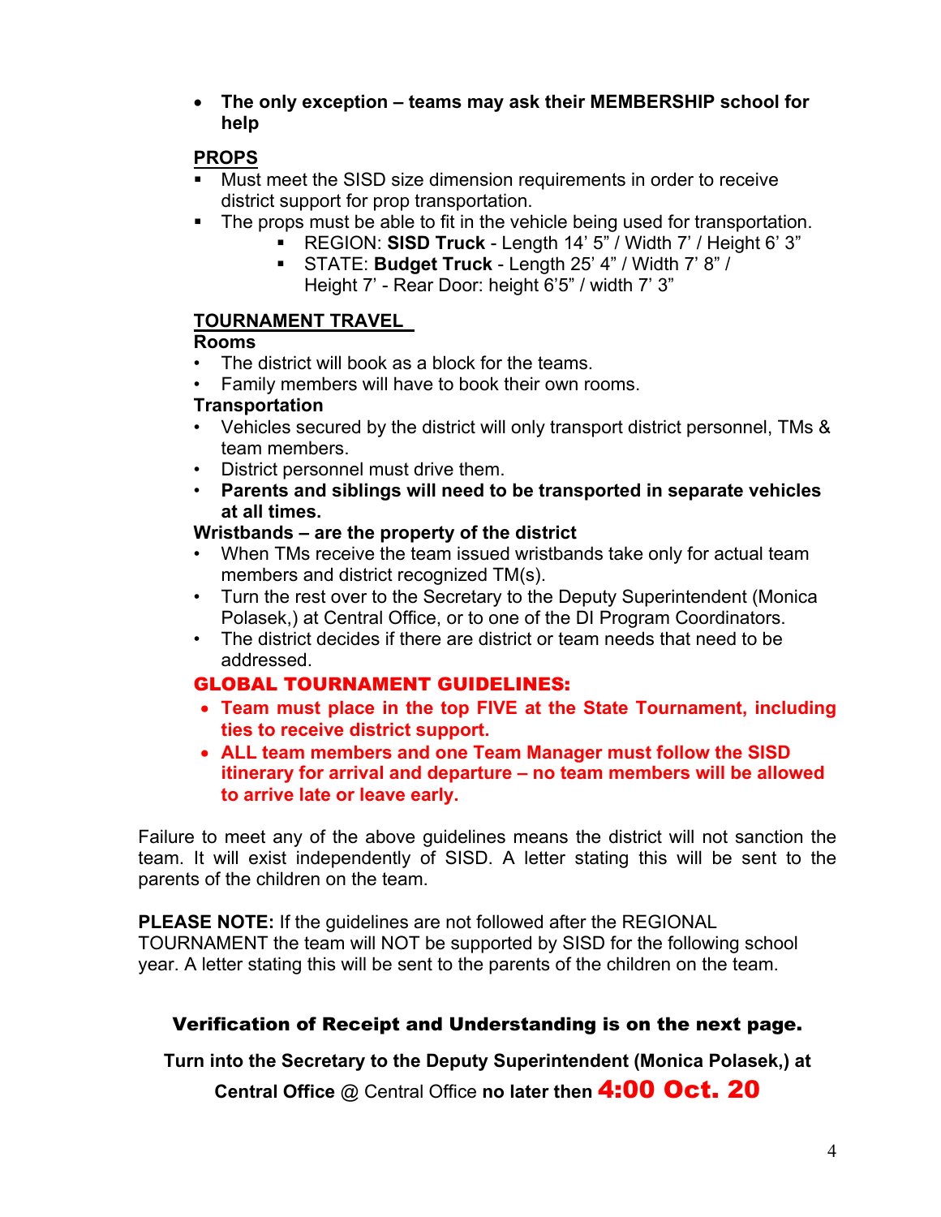- **The only exception – teams may ask their MEMBERSHIP school for help**

## PROPS

- Must meet the SISD size dimension requirements in order to receive district support for prop transportation.
- The props must be able to fit in the vehicle being used for transportation.
  - REGION: **SISD Truck** - Length 14' 5" / Width 7' / Height 6' 3"
  - STATE: **Budget Truck** - Length 25' 4" / Width 7' 8" / Height 7' - Rear Door: height 6'5" / width 7' 3"

## TOURNAMENT TRAVEL

**Rooms**

- The district will book as a block for the teams.
- Family members will have to book their own rooms.

**Transportation**

- Vehicles secured by the district will only transport district personnel, TMs & team members.
- District personnel must drive them.
- **Parents and siblings will need to be transported in separate vehicles at all times.**

**Wristbands – are the property of the district**

- When TMs receive the team issued wristbands take only for actual team members and district recognized TM(s).
- Turn the rest over to the Secretary to the Deputy Superintendent (Monica Polasek,) at Central Office, or to one of the DI Program Coordinators.
- The district decides if there are district or team needs that need to be addressed.

## GLOBAL TOURNAMENT GUIDELINES:

- **Team must place in the top FIVE at the State Tournament, including ties to receive district support.**
- **ALL team members and one Team Manager must follow the SISD itinerary for arrival and departure – no team members will be allowed to arrive late or leave early.**

Failure to meet any of the above guidelines means the district will not sanction the team. It will exist independently of SISD. A letter stating this will be sent to the parents of the children on the team.

**PLEASE NOTE:** If the guidelines are not followed after the REGIONAL TOURNAMENT the team will NOT be supported by SISD for the following school year. A letter stating this will be sent to the parents of the children on the team.

**Verification of Receipt and Understanding is on the next page.**

**Turn into the Secretary to the Deputy Superintendent (Monica Polasek,) at Central Office** @ Central Office **no later then 4:00 Oct. 20**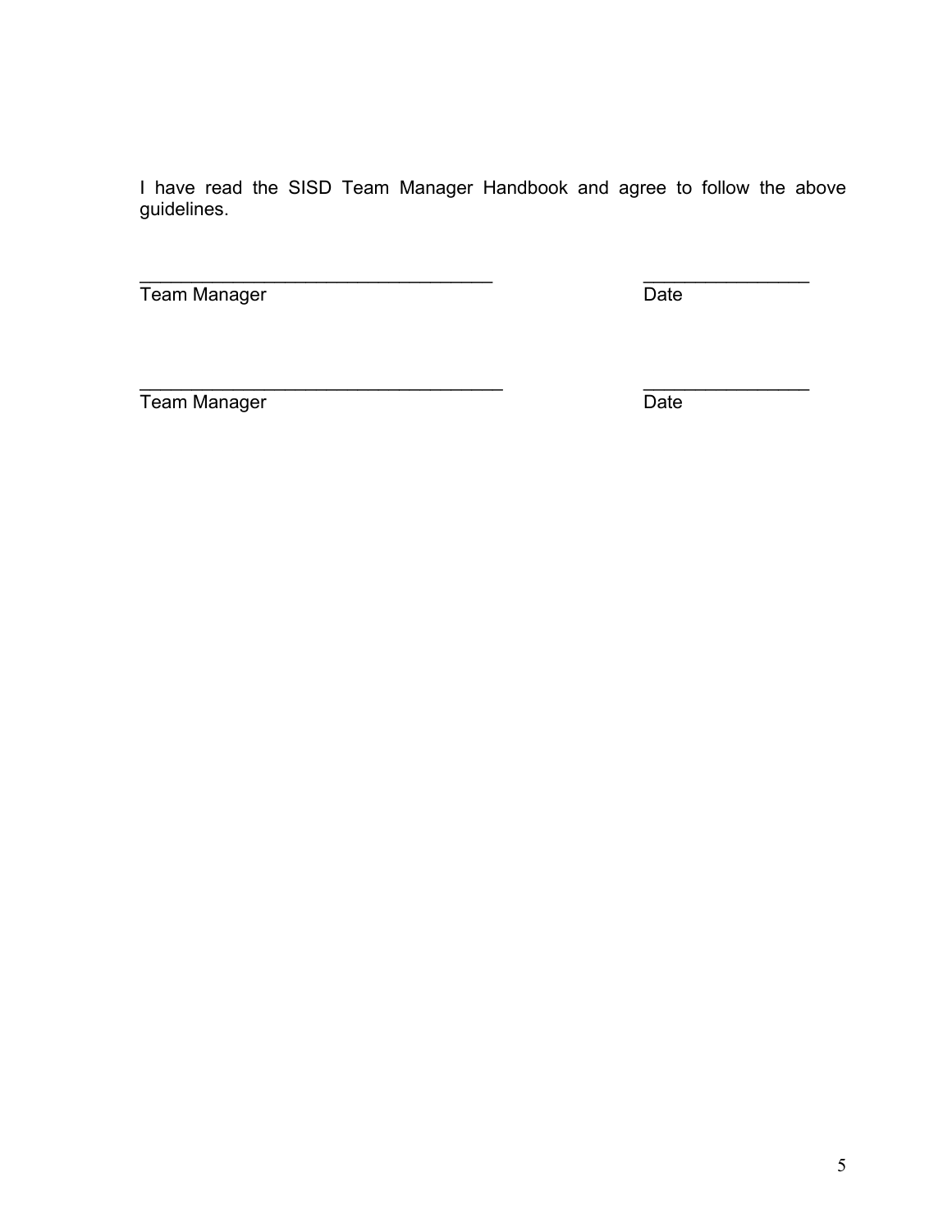I have read the SISD Team Manager Handbook and agree to follow the above guidelines.

___________________________________ ________________
Team Manager Date

____________________________________ ________________
Team Manager Date